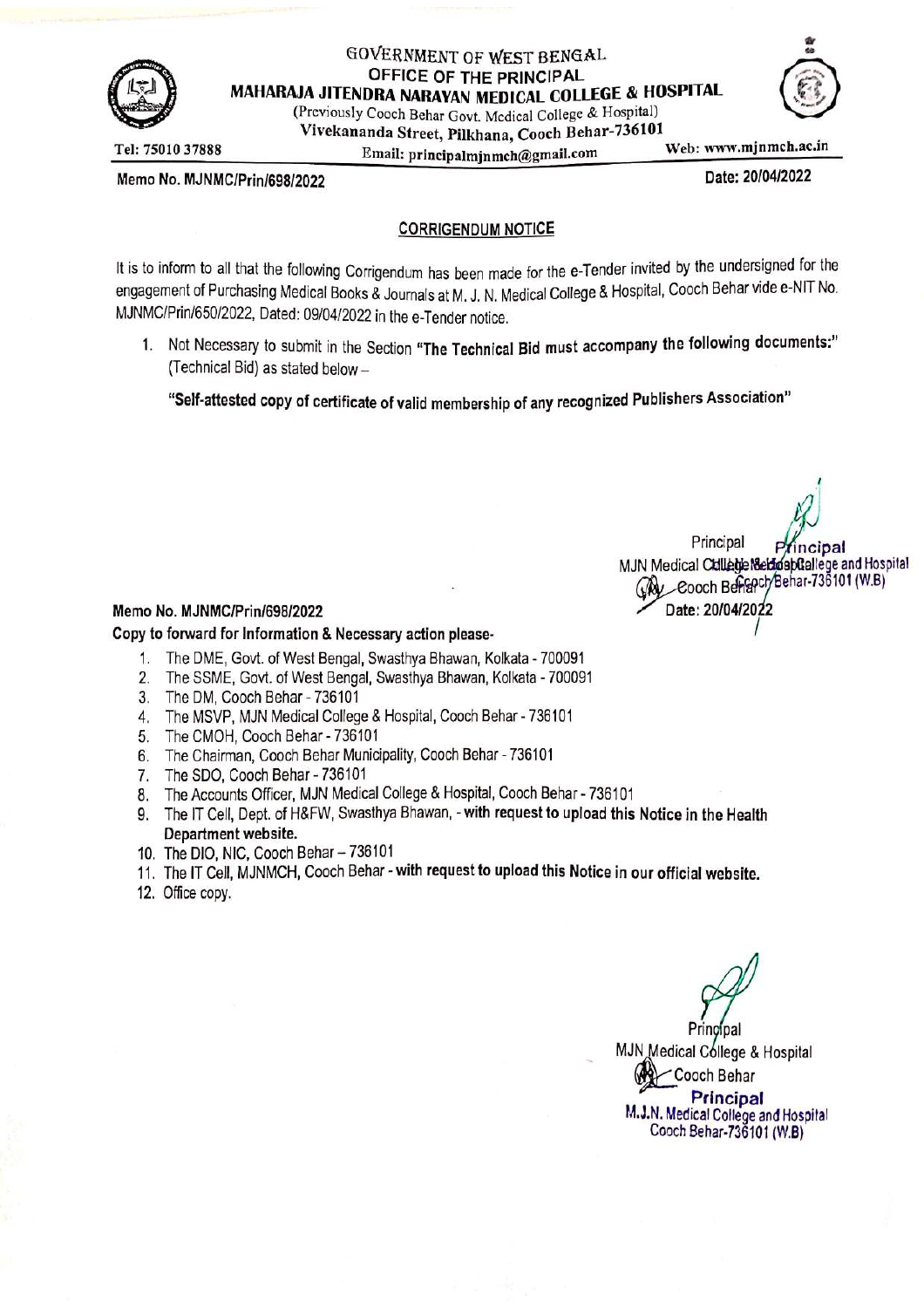GOVERNMENT OF WEST BENGAL

**OFFICE OF THE PRINCIPAL**

**MAHARAJA JITENDRA NARAYAN MEDICAL COLLEGE & HOSPITAL**

(Previously Cooch Behar Govt. Medical College & Hospital)

**Vivekananda Street, Pilkhana, Cooch Behar-736101**

Tel: 75010 37888 Email: principalmjnmch@gmail.com Web: www.mjnmch.ac.in

**Memo No. MJNMC/Prin/698/2022** **Date: 20/04/2022**

## CORRIGENDUM NOTICE

It is to inform to all that the following Corrigendum has been made for the e-Tender invited by the undersigned for the engagement of Purchasing Medical Books & Journals at M. J. N. Medical College & Hospital, Cooch Behar vide e-NIT No. MJNMC/Prin/650/2022, Dated: 09/04/2022 in the e-Tender notice.

1. Not Necessary to submit in the Section **"The Technical Bid must accompany the following documents:"** (Technical Bid) as stated below –

   **"Self-attested copy of certificate of valid membership of any recognized Publishers Association"**

Principal
MJN Medical College & Hospital
Cooch Behar
Date: 20/04/2022

**Principal**
**MJN Medical College and Hospital**
**Cooch Behar-736101 (W.B)**

**Memo No. MJNMC/Prin/698/2022**

**Copy to forward for Information & Necessary action please-**

1. The DME, Govt. of West Bengal, Swasthya Bhawan, Kolkata - 700091
2. The SSME, Govt. of West Bengal, Swasthya Bhawan, Kolkata - 700091
3. The DM, Cooch Behar - 736101
4. The MSVP, MJN Medical College & Hospital, Cooch Behar - 736101
5. The CMOH, Cooch Behar - 736101
6. The Chairman, Cooch Behar Municipality, Cooch Behar - 736101
7. The SDO, Cooch Behar - 736101
8. The Accounts Officer, MJN Medical College & Hospital, Cooch Behar - 736101
9. The IT Cell, Dept. of H&FW, Swasthya Bhawan, - **with request to upload this Notice in the Health Department website.**
10. The DIO, NIC, Cooch Behar – 736101
11. The IT Cell, MJNMCH, Cooch Behar - **with request to upload this Notice in our official website.**
12. Office copy.

Principal
MJN Medical College & Hospital
Cooch Behar

**Principal**
**M.J.N. Medical College and Hospital**
**Cooch Behar-736101 (W.B)**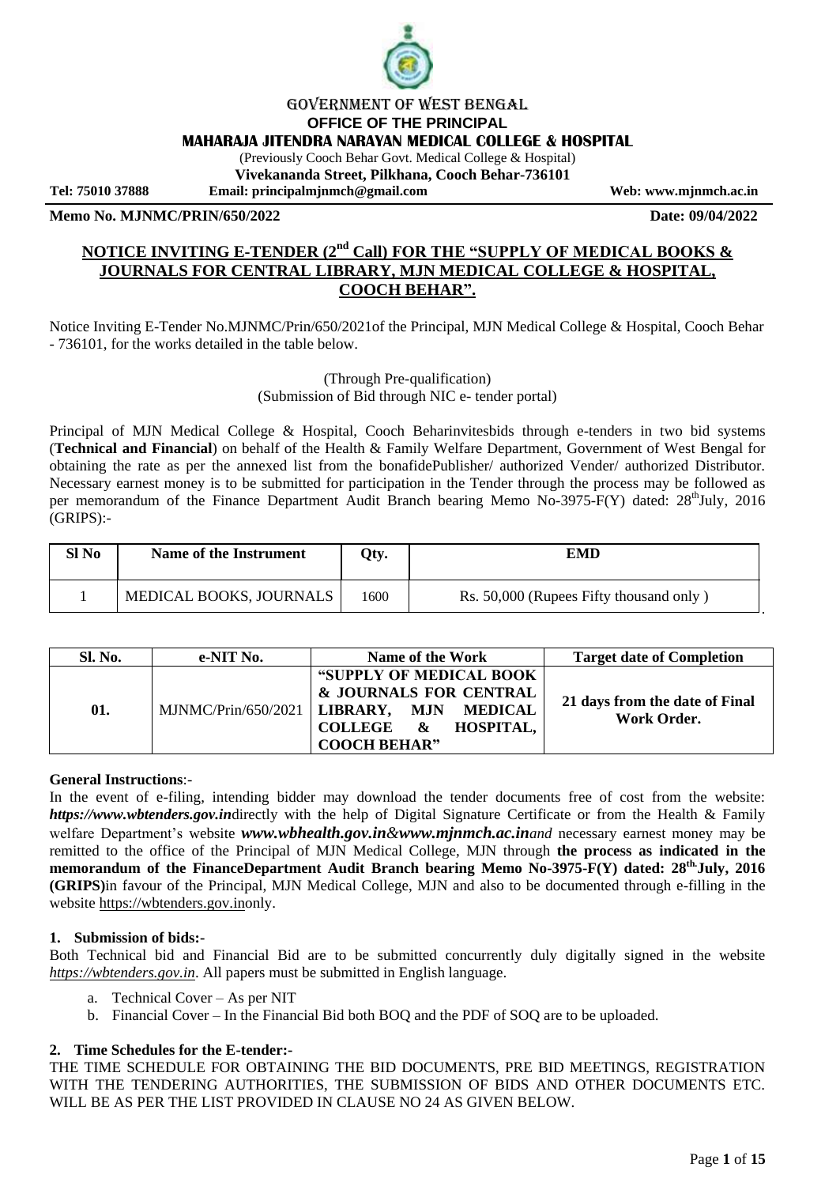GOVERNMENT OF WEST BENGAL

**OFFICE OF THE PRINCIPAL**

**MAHARAJA JITENDRA NARAYAN MEDICAL COLLEGE & HOSPITAL**

(Previously Cooch Behar Govt. Medical College & Hospital)

**Vivekananda Street, Pilkhana, Cooch Behar-736101**

**Tel: 75010 37888** **Email: principalmjnmch@gmail.com** **Web: www.mjnmch.ac.in**

**Memo No. MJNMC/PRIN/650/2022** **Date: 09/04/2022**

## NOTICE INVITING E-TENDER (2nd Call) FOR THE "SUPPLY OF MEDICAL BOOKS & JOURNALS FOR CENTRAL LIBRARY, MJN MEDICAL COLLEGE & HOSPITAL, COOCH BEHAR".

Notice Inviting E-Tender No.MJNMC/Prin/650/2021of the Principal, MJN Medical College & Hospital, Cooch Behar - 736101, for the works detailed in the table below.

(Through Pre-qualification)
(Submission of Bid through NIC e- tender portal)

Principal of MJN Medical College & Hospital, Cooch Beharinvitesbids through e-tenders in two bid systems (**Technical and Financial**) on behalf of the Health & Family Welfare Department, Government of West Bengal for obtaining the rate as per the annexed list from the bonafidePublisher/ authorized Vender/ authorized Distributor. Necessary earnest money is to be submitted for participation in the Tender through the process may be followed as per memorandum of the Finance Department Audit Branch bearing Memo No-3975-F(Y) dated: 28thJuly, 2016 (GRIPS):-

| Sl No | Name of the Instrument | Qty. | EMD |
|---|---|---|---|
| 1 | MEDICAL BOOKS, JOURNALS | 1600 | Rs. 50,000 (Rupees Fifty thousand only ) |

| Sl. No. | e-NIT No. | Name of the Work | Target date of Completion |
|---|---|---|---|
| **01.** | MJNMC/Prin/650/2021 | **"SUPPLY OF MEDICAL BOOK & JOURNALS FOR CENTRAL LIBRARY, MJN MEDICAL COLLEGE & HOSPITAL, COOCH BEHAR"** | **21 days from the date of Final Work Order.** |

**General Instructions**:-

In the event of e-filing, intending bidder may download the tender documents free of cost from the website: ***https://www.wbtenders.gov.in***directly with the help of Digital Signature Certificate or from the Health & Family welfare Department's website ***www.wbhealth.gov.in&www.mjnmch.ac.in****and* necessary earnest money may be remitted to the office of the Principal of MJN Medical College, MJN through **the process as indicated in the memorandum of the FinanceDepartment Audit Branch bearing Memo No-3975-F(Y) dated: 28th July, 2016 (GRIPS)**in favour of the Principal, MJN Medical College, MJN and also to be documented through e-filling in the website https://wbtenders.gov.inonly.

### 1. Submission of bids:-

Both Technical bid and Financial Bid are to be submitted concurrently duly digitally signed in the website *https://wbtenders.gov.in*. All papers must be submitted in English language.

a. Technical Cover – As per NIT
b. Financial Cover – In the Financial Bid both BOQ and the PDF of SOQ are to be uploaded.

### 2. Time Schedules for the E-tender:-

THE TIME SCHEDULE FOR OBTAINING THE BID DOCUMENTS, PRE BID MEETINGS, REGISTRATION WITH THE TENDERING AUTHORITIES, THE SUBMISSION OF BIDS AND OTHER DOCUMENTS ETC. WILL BE AS PER THE LIST PROVIDED IN CLAUSE NO 24 AS GIVEN BELOW.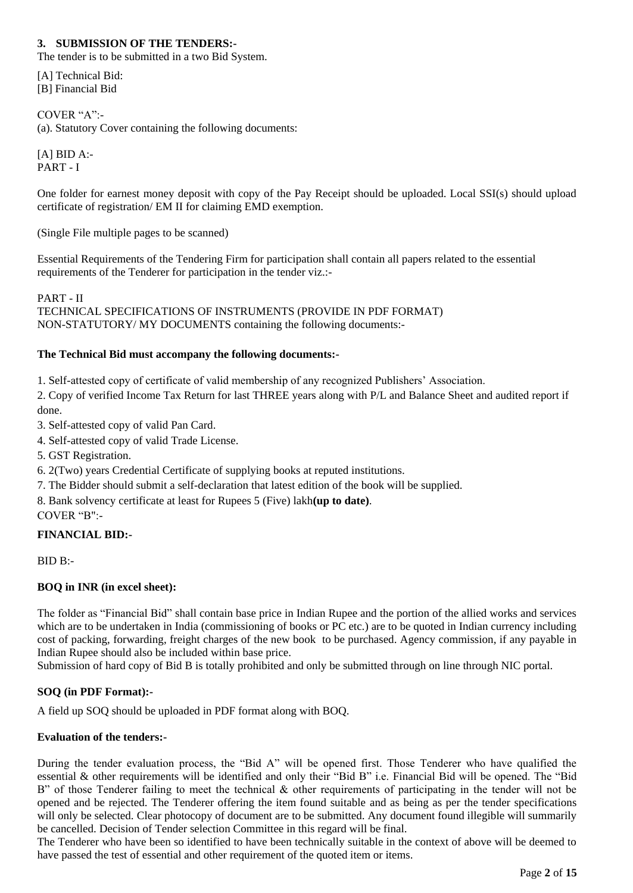**3. SUBMISSION OF THE TENDERS:-**

The tender is to be submitted in a two Bid System.

[A] Technical Bid:
[B] Financial Bid

COVER "A":-
(a). Statutory Cover containing the following documents:

[A] BID A:-
PART - I

One folder for earnest money deposit with copy of the Pay Receipt should be uploaded. Local SSI(s) should upload certificate of registration/ EM II for claiming EMD exemption.

(Single File multiple pages to be scanned)

Essential Requirements of the Tendering Firm for participation shall contain all papers related to the essential requirements of the Tenderer for participation in the tender viz.:-

PART - II
TECHNICAL SPECIFICATIONS OF INSTRUMENTS (PROVIDE IN PDF FORMAT)
NON-STATUTORY/ MY DOCUMENTS containing the following documents:-

**The Technical Bid must accompany the following documents:-**

1. Self-attested copy of certificate of valid membership of any recognized Publishers' Association.
2. Copy of verified Income Tax Return for last THREE years along with P/L and Balance Sheet and audited report if done.
3. Self-attested copy of valid Pan Card.
4. Self-attested copy of valid Trade License.
5. GST Registration.
6. 2(Two) years Credential Certificate of supplying books at reputed institutions.
7. The Bidder should submit a self-declaration that latest edition of the book will be supplied.
8. Bank solvency certificate at least for Rupees 5 (Five) lakh**(up to date)**.

COVER "B":-

**FINANCIAL BID:-**

BID B:-

**BOQ in INR (in excel sheet):**

The folder as "Financial Bid" shall contain base price in Indian Rupee and the portion of the allied works and services which are to be undertaken in India (commissioning of books or PC etc.) are to be quoted in Indian currency including cost of packing, forwarding, freight charges of the new book to be purchased. Agency commission, if any payable in Indian Rupee should also be included within base price.

Submission of hard copy of Bid B is totally prohibited and only be submitted through on line through NIC portal.

**SOQ (in PDF Format):-**

A field up SOQ should be uploaded in PDF format along with BOQ.

**Evaluation of the tenders:-**

During the tender evaluation process, the "Bid A" will be opened first. Those Tenderer who have qualified the essential & other requirements will be identified and only their "Bid B" i.e. Financial Bid will be opened. The "Bid B" of those Tenderer failing to meet the technical & other requirements of participating in the tender will not be opened and be rejected. The Tenderer offering the item found suitable and as being as per the tender specifications will only be selected. Clear photocopy of document are to be submitted. Any document found illegible will summarily be cancelled. Decision of Tender selection Committee in this regard will be final.

The Tenderer who have been so identified to have been technically suitable in the context of above will be deemed to have passed the test of essential and other requirement of the quoted item or items.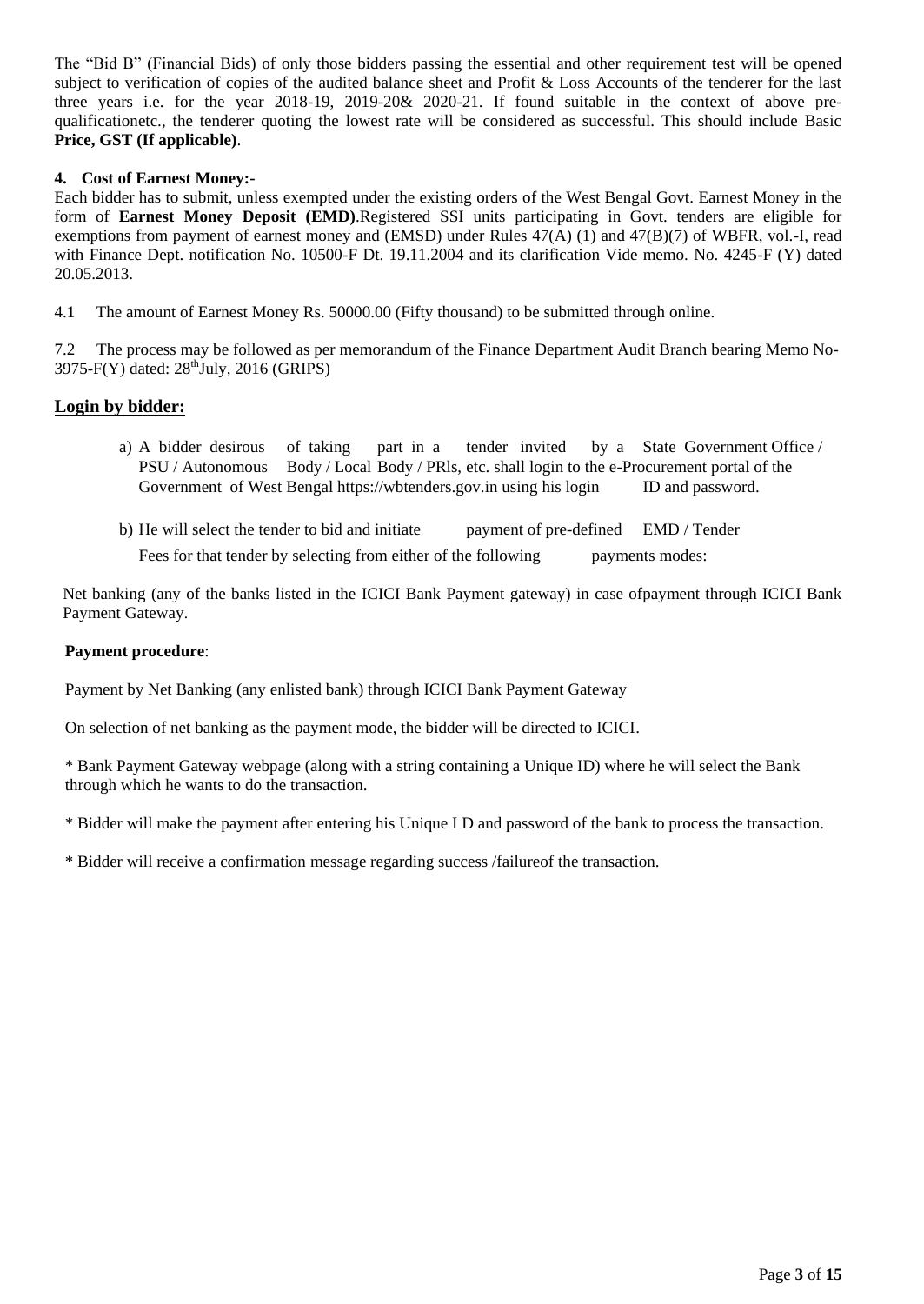The "Bid B" (Financial Bids) of only those bidders passing the essential and other requirement test will be opened subject to verification of copies of the audited balance sheet and Profit & Loss Accounts of the tenderer for the last three years i.e. for the year 2018-19, 2019-20& 2020-21. If found suitable in the context of above pre-qualificationetc., the tenderer quoting the lowest rate will be considered as successful. This should include Basic **Price, GST (If applicable)**.

**4. Cost of Earnest Money:-**

Each bidder has to submit, unless exempted under the existing orders of the West Bengal Govt. Earnest Money in the form of **Earnest Money Deposit (EMD)**.Registered SSI units participating in Govt. tenders are eligible for exemptions from payment of earnest money and (EMSD) under Rules 47(A) (1) and 47(B)(7) of WBFR, vol.-I, read with Finance Dept. notification No. 10500-F Dt. 19.11.2004 and its clarification Vide memo. No. 4245-F (Y) dated 20.05.2013.

4.1 The amount of Earnest Money Rs. 50000.00 (Fifty thousand) to be submitted through online.

7.2 The process may be followed as per memorandum of the Finance Department Audit Branch bearing Memo No-3975-F(Y) dated: 28th July, 2016 (GRIPS)

## Login by bidder:

a) A bidder desirous of taking part in a tender invited by a State Government Office / PSU / Autonomous Body / Local Body / PRls, etc. shall login to the e-Procurement portal of the Government of West Bengal https://wbtenders.gov.in using his login ID and password.

b) He will select the tender to bid and initiate payment of pre-defined EMD / Tender Fees for that tender by selecting from either of the following payments modes:

Net banking (any of the banks listed in the ICICI Bank Payment gateway) in case ofpayment through ICICI Bank Payment Gateway.

**Payment procedure**:

Payment by Net Banking (any enlisted bank) through ICICI Bank Payment Gateway

On selection of net banking as the payment mode, the bidder will be directed to ICICI.

* Bank Payment Gateway webpage (along with a string containing a Unique ID) where he will select the Bank through which he wants to do the transaction.

* Bidder will make the payment after entering his Unique I D and password of the bank to process the transaction.

* Bidder will receive a confirmation message regarding success /failureof the transaction.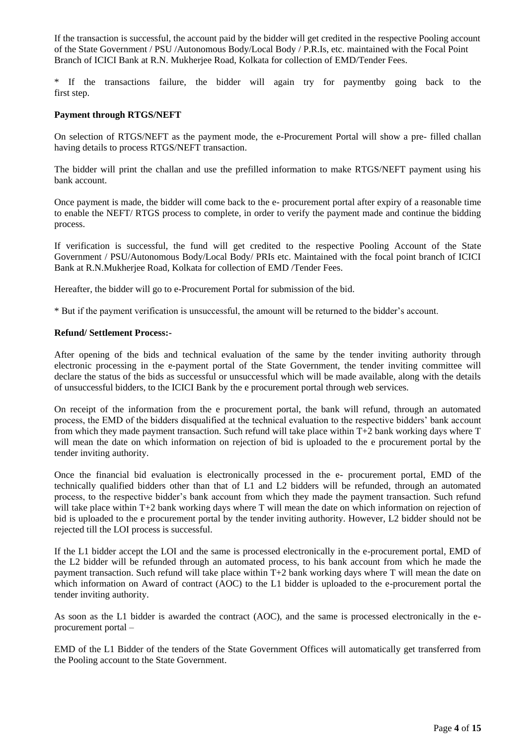If the transaction is successful, the account paid by the bidder will get credited in the respective Pooling account of the State Government / PSU /Autonomous Body/Local Body / P.R.Is, etc. maintained with the Focal Point Branch of ICICI Bank at R.N. Mukherjee Road, Kolkata for collection of EMD/Tender Fees.

* If the transactions failure, the bidder will again try for paymentby going back to the first step.

**Payment through RTGS/NEFT**

On selection of RTGS/NEFT as the payment mode, the e-Procurement Portal will show a pre- filled challan having details to process RTGS/NEFT transaction.

The bidder will print the challan and use the prefilled information to make RTGS/NEFT payment using his bank account.

Once payment is made, the bidder will come back to the e- procurement portal after expiry of a reasonable time to enable the NEFT/ RTGS process to complete, in order to verify the payment made and continue the bidding process.

If verification is successful, the fund will get credited to the respective Pooling Account of the State Government / PSU/Autonomous Body/Local Body/ PRIs etc. Maintained with the focal point branch of ICICI Bank at R.N.Mukherjee Road, Kolkata for collection of EMD /Tender Fees.

Hereafter, the bidder will go to e-Procurement Portal for submission of the bid.

* But if the payment verification is unsuccessful, the amount will be returned to the bidder's account.

**Refund/ Settlement Process:-**

After opening of the bids and technical evaluation of the same by the tender inviting authority through electronic processing in the e-payment portal of the State Government, the tender inviting committee will declare the status of the bids as successful or unsuccessful which will be made available, along with the details of unsuccessful bidders, to the ICICI Bank by the e procurement portal through web services.

On receipt of the information from the e procurement portal, the bank will refund, through an automated process, the EMD of the bidders disqualified at the technical evaluation to the respective bidders' bank account from which they made payment transaction. Such refund will take place within T+2 bank working days where T will mean the date on which information on rejection of bid is uploaded to the e procurement portal by the tender inviting authority.

Once the financial bid evaluation is electronically processed in the e- procurement portal, EMD of the technically qualified bidders other than that of L1 and L2 bidders will be refunded, through an automated process, to the respective bidder's bank account from which they made the payment transaction. Such refund will take place within T+2 bank working days where T will mean the date on which information on rejection of bid is uploaded to the e procurement portal by the tender inviting authority. However, L2 bidder should not be rejected till the LOI process is successful.

If the L1 bidder accept the LOI and the same is processed electronically in the e-procurement portal, EMD of the L2 bidder will be refunded through an automated process, to his bank account from which he made the payment transaction. Such refund will take place within T+2 bank working days where T will mean the date on which information on Award of contract (AOC) to the L1 bidder is uploaded to the e-procurement portal the tender inviting authority.

As soon as the L1 bidder is awarded the contract (AOC), and the same is processed electronically in the e-procurement portal –

EMD of the L1 Bidder of the tenders of the State Government Offices will automatically get transferred from the Pooling account to the State Government.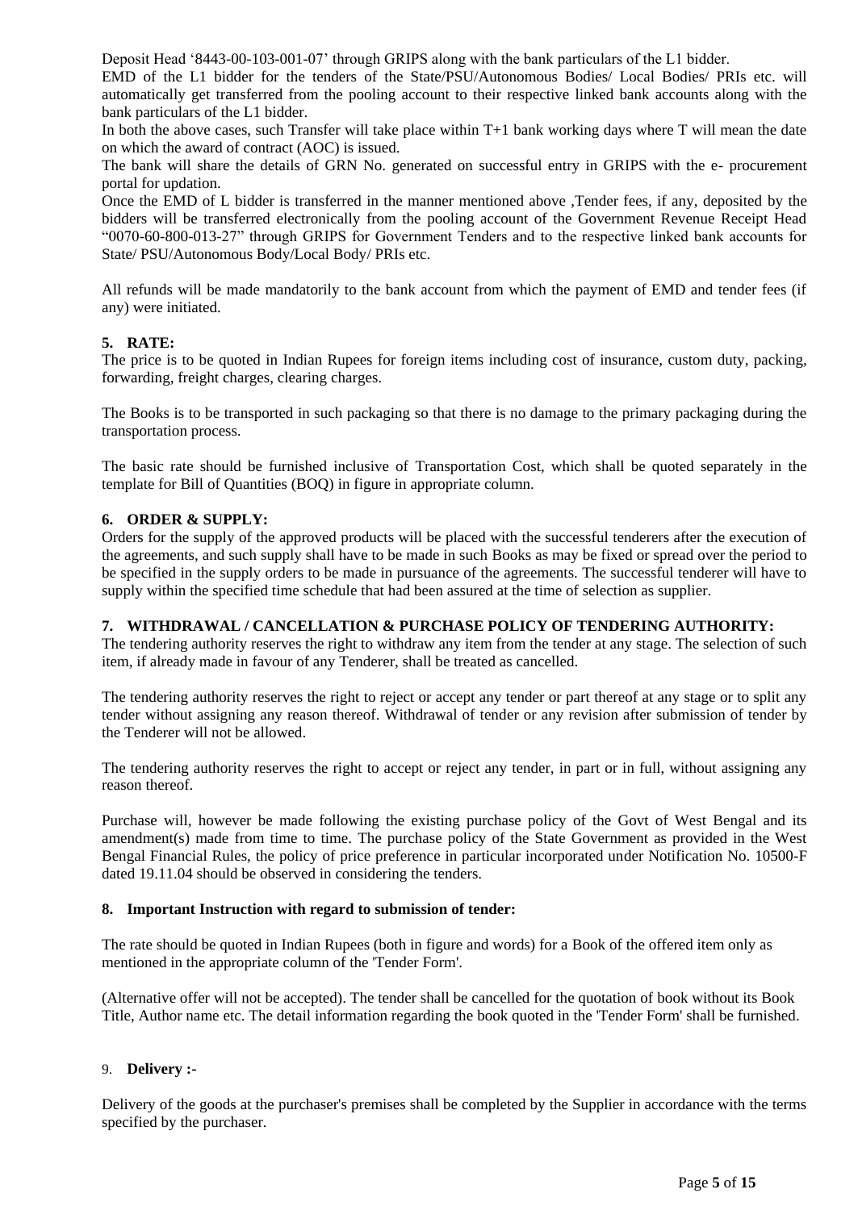Deposit Head '8443-00-103-001-07' through GRIPS along with the bank particulars of the L1 bidder.

EMD of the L1 bidder for the tenders of the State/PSU/Autonomous Bodies/ Local Bodies/ PRIs etc. will automatically get transferred from the pooling account to their respective linked bank accounts along with the bank particulars of the L1 bidder.

In both the above cases, such Transfer will take place within T+1 bank working days where T will mean the date on which the award of contract (AOC) is issued.

The bank will share the details of GRN No. generated on successful entry in GRIPS with the e- procurement portal for updation.

Once the EMD of L bidder is transferred in the manner mentioned above ,Tender fees, if any, deposited by the bidders will be transferred electronically from the pooling account of the Government Revenue Receipt Head "0070-60-800-013-27" through GRIPS for Government Tenders and to the respective linked bank accounts for State/ PSU/Autonomous Body/Local Body/ PRIs etc.

All refunds will be made mandatorily to the bank account from which the payment of EMD and tender fees (if any) were initiated.

**5. RATE:**

The price is to be quoted in Indian Rupees for foreign items including cost of insurance, custom duty, packing, forwarding, freight charges, clearing charges.

The Books is to be transported in such packaging so that there is no damage to the primary packaging during the transportation process.

The basic rate should be furnished inclusive of Transportation Cost, which shall be quoted separately in the template for Bill of Quantities (BOQ) in figure in appropriate column.

**6. ORDER & SUPPLY:**

Orders for the supply of the approved products will be placed with the successful tenderers after the execution of the agreements, and such supply shall have to be made in such Books as may be fixed or spread over the period to be specified in the supply orders to be made in pursuance of the agreements. The successful tenderer will have to supply within the specified time schedule that had been assured at the time of selection as supplier.

**7. WITHDRAWAL / CANCELLATION & PURCHASE POLICY OF TENDERING AUTHORITY:**

The tendering authority reserves the right to withdraw any item from the tender at any stage. The selection of such item, if already made in favour of any Tenderer, shall be treated as cancelled.

The tendering authority reserves the right to reject or accept any tender or part thereof at any stage or to split any tender without assigning any reason thereof. Withdrawal of tender or any revision after submission of tender by the Tenderer will not be allowed.

The tendering authority reserves the right to accept or reject any tender, in part or in full, without assigning any reason thereof.

Purchase will, however be made following the existing purchase policy of the Govt of West Bengal and its amendment(s) made from time to time. The purchase policy of the State Government as provided in the West Bengal Financial Rules, the policy of price preference in particular incorporated under Notification No. 10500-F dated 19.11.04 should be observed in considering the tenders.

**8. Important Instruction with regard to submission of tender:**

The rate should be quoted in Indian Rupees (both in figure and words) for a Book of the offered item only as mentioned in the appropriate column of the 'Tender Form'.

(Alternative offer will not be accepted). The tender shall be cancelled for the quotation of book without its Book Title, Author name etc. The detail information regarding the book quoted in the 'Tender Form' shall be furnished.

9. **Delivery :-**

Delivery of the goods at the purchaser's premises shall be completed by the Supplier in accordance with the terms specified by the purchaser.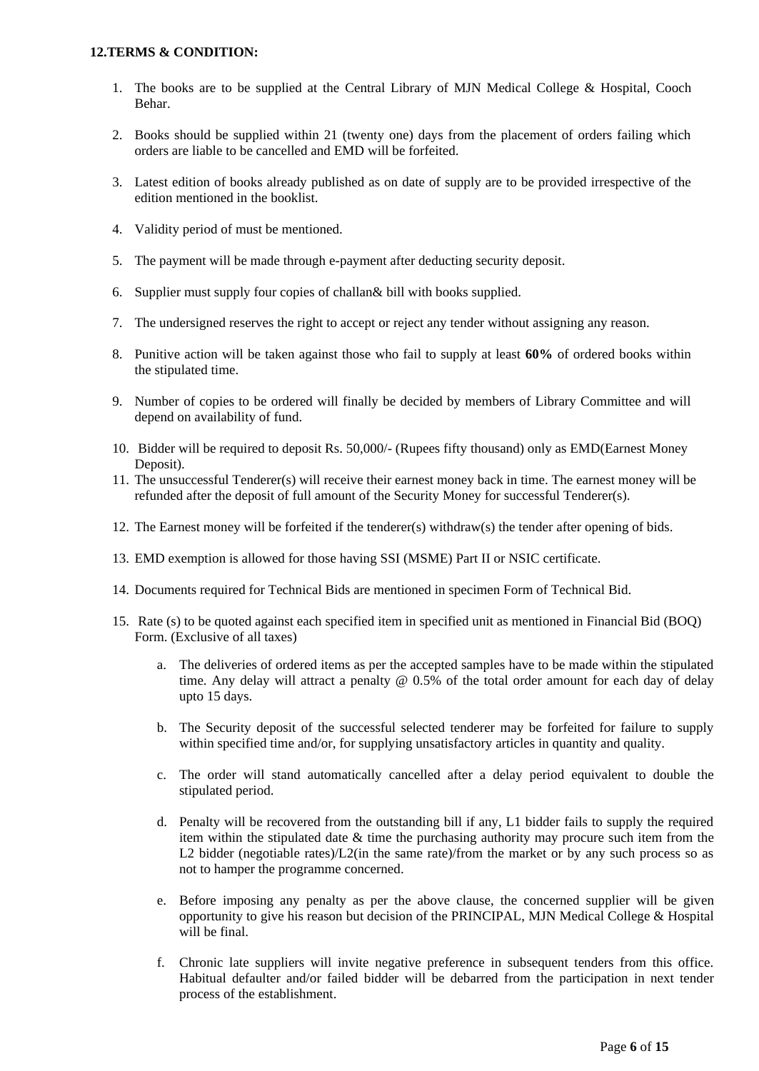**12.TERMS & CONDITION:**

1. The books are to be supplied at the Central Library of MJN Medical College & Hospital, Cooch Behar.

2. Books should be supplied within 21 (twenty one) days from the placement of orders failing which orders are liable to be cancelled and EMD will be forfeited.

3. Latest edition of books already published as on date of supply are to be provided irrespective of the edition mentioned in the booklist.

4. Validity period of must be mentioned.

5. The payment will be made through e-payment after deducting security deposit.

6. Supplier must supply four copies of challan& bill with books supplied.

7. The undersigned reserves the right to accept or reject any tender without assigning any reason.

8. Punitive action will be taken against those who fail to supply at least **60%** of ordered books within the stipulated time.

9. Number of copies to be ordered will finally be decided by members of Library Committee and will depend on availability of fund.

10. Bidder will be required to deposit Rs. 50,000/- (Rupees fifty thousand) only as EMD(Earnest Money Deposit).

11. The unsuccessful Tenderer(s) will receive their earnest money back in time. The earnest money will be refunded after the deposit of full amount of the Security Money for successful Tenderer(s).

12. The Earnest money will be forfeited if the tenderer(s) withdraw(s) the tender after opening of bids.

13. EMD exemption is allowed for those having SSI (MSME) Part II or NSIC certificate.

14. Documents required for Technical Bids are mentioned in specimen Form of Technical Bid.

15. Rate (s) to be quoted against each specified item in specified unit as mentioned in Financial Bid (BOQ) Form. (Exclusive of all taxes)

    a. The deliveries of ordered items as per the accepted samples have to be made within the stipulated time. Any delay will attract a penalty @ 0.5% of the total order amount for each day of delay upto 15 days.

    b. The Security deposit of the successful selected tenderer may be forfeited for failure to supply within specified time and/or, for supplying unsatisfactory articles in quantity and quality.

    c. The order will stand automatically cancelled after a delay period equivalent to double the stipulated period.

    d. Penalty will be recovered from the outstanding bill if any, L1 bidder fails to supply the required item within the stipulated date & time the purchasing authority may procure such item from the L2 bidder (negotiable rates)/L2(in the same rate)/from the market or by any such process so as not to hamper the programme concerned.

    e. Before imposing any penalty as per the above clause, the concerned supplier will be given opportunity to give his reason but decision of the PRINCIPAL, MJN Medical College & Hospital will be final.

    f. Chronic late suppliers will invite negative preference in subsequent tenders from this office. Habitual defaulter and/or failed bidder will be debarred from the participation in next tender process of the establishment.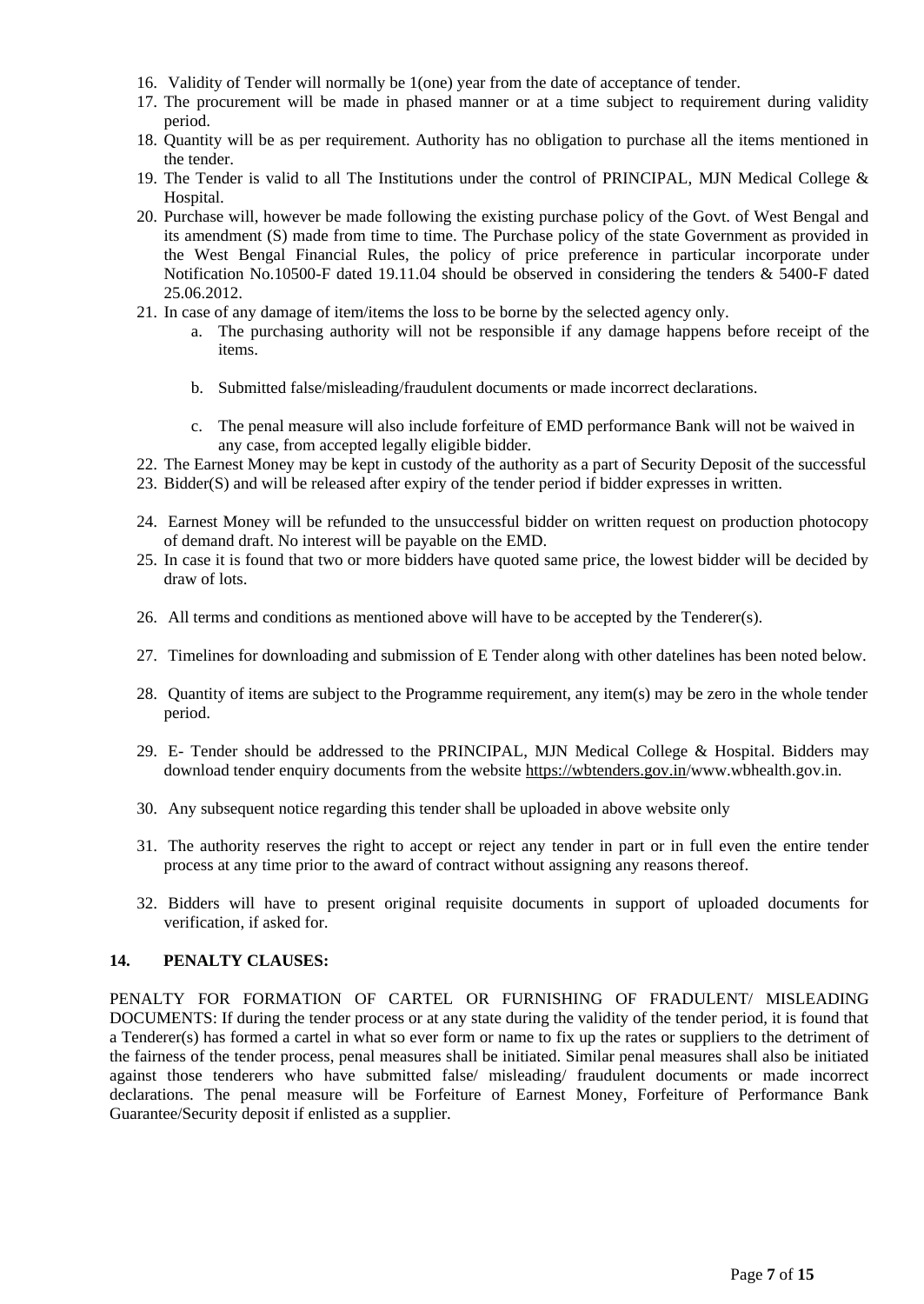16. Validity of Tender will normally be 1(one) year from the date of acceptance of tender.
17. The procurement will be made in phased manner or at a time subject to requirement during validity period.
18. Quantity will be as per requirement. Authority has no obligation to purchase all the items mentioned in the tender.
19. The Tender is valid to all The Institutions under the control of PRINCIPAL, MJN Medical College & Hospital.
20. Purchase will, however be made following the existing purchase policy of the Govt. of West Bengal and its amendment (S) made from time to time. The Purchase policy of the state Government as provided in the West Bengal Financial Rules, the policy of price preference in particular incorporate under Notification No.10500-F dated 19.11.04 should be observed in considering the tenders & 5400-F dated 25.06.2012.
21. In case of any damage of item/items the loss to be borne by the selected agency only.
    a. The purchasing authority will not be responsible if any damage happens before receipt of the items.

    b. Submitted false/misleading/fraudulent documents or made incorrect declarations.

    c. The penal measure will also include forfeiture of EMD performance Bank will not be waived in any case, from accepted legally eligible bidder.
22. The Earnest Money may be kept in custody of the authority as a part of Security Deposit of the successful
23. Bidder(S) and will be released after expiry of the tender period if bidder expresses in written.

24. Earnest Money will be refunded to the unsuccessful bidder on written request on production photocopy of demand draft. No interest will be payable on the EMD.
25. In case it is found that two or more bidders have quoted same price, the lowest bidder will be decided by draw of lots.

26. All terms and conditions as mentioned above will have to be accepted by the Tenderer(s).

27. Timelines for downloading and submission of E Tender along with other datelines has been noted below.

28. Quantity of items are subject to the Programme requirement, any item(s) may be zero in the whole tender period.

29. E- Tender should be addressed to the PRINCIPAL, MJN Medical College & Hospital. Bidders may download tender enquiry documents from the website https://wbtenders.gov.in/www.wbhealth.gov.in.

30. Any subsequent notice regarding this tender shall be uploaded in above website only

31. The authority reserves the right to accept or reject any tender in part or in full even the entire tender process at any time prior to the award of contract without assigning any reasons thereof.

32. Bidders will have to present original requisite documents in support of uploaded documents for verification, if asked for.

## 14. PENALTY CLAUSES:

PENALTY FOR FORMATION OF CARTEL OR FURNISHING OF FRADULENT/ MISLEADING DOCUMENTS: If during the tender process or at any state during the validity of the tender period, it is found that a Tenderer(s) has formed a cartel in what so ever form or name to fix up the rates or suppliers to the detriment of the fairness of the tender process, penal measures shall be initiated. Similar penal measures shall also be initiated against those tenderers who have submitted false/ misleading/ fraudulent documents or made incorrect declarations. The penal measure will be Forfeiture of Earnest Money, Forfeiture of Performance Bank Guarantee/Security deposit if enlisted as a supplier.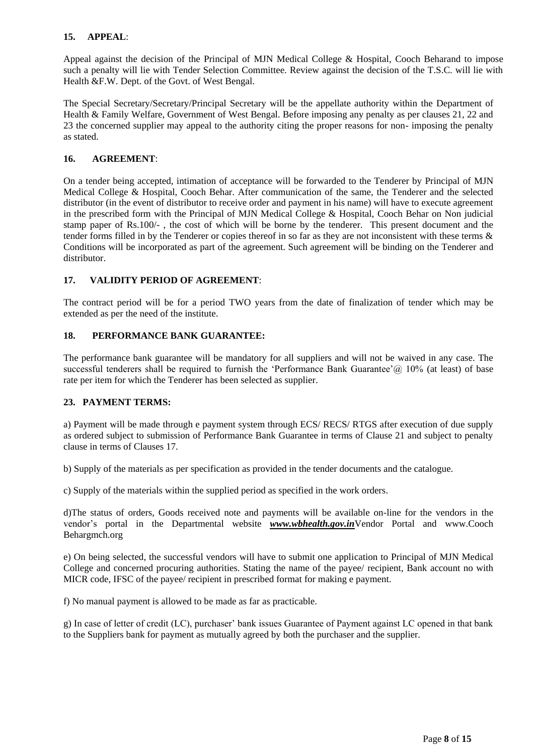**15. APPEAL**:

Appeal against the decision of the Principal of MJN Medical College & Hospital, Cooch Beharand to impose such a penalty will lie with Tender Selection Committee. Review against the decision of the T.S.C. will lie with Health &F.W. Dept. of the Govt. of West Bengal.

The Special Secretary/Secretary/Principal Secretary will be the appellate authority within the Department of Health & Family Welfare, Government of West Bengal. Before imposing any penalty as per clauses 21, 22 and 23 the concerned supplier may appeal to the authority citing the proper reasons for non- imposing the penalty as stated.

**16. AGREEMENT**:

On a tender being accepted, intimation of acceptance will be forwarded to the Tenderer by Principal of MJN Medical College & Hospital, Cooch Behar. After communication of the same, the Tenderer and the selected distributor (in the event of distributor to receive order and payment in his name) will have to execute agreement in the prescribed form with the Principal of MJN Medical College & Hospital, Cooch Behar on Non judicial stamp paper of Rs.100/- , the cost of which will be borne by the tenderer. This present document and the tender forms filled in by the Tenderer or copies thereof in so far as they are not inconsistent with these terms & Conditions will be incorporated as part of the agreement. Such agreement will be binding on the Tenderer and distributor.

**17. VALIDITY PERIOD OF AGREEMENT**:

The contract period will be for a period TWO years from the date of finalization of tender which may be extended as per the need of the institute.

**18. PERFORMANCE BANK GUARANTEE:**

The performance bank guarantee will be mandatory for all suppliers and will not be waived in any case. The successful tenderers shall be required to furnish the 'Performance Bank Guarantee'@ 10% (at least) of base rate per item for which the Tenderer has been selected as supplier.

**23. PAYMENT TERMS:**

a) Payment will be made through e payment system through ECS/ RECS/ RTGS after execution of due supply as ordered subject to submission of Performance Bank Guarantee in terms of Clause 21 and subject to penalty clause in terms of Clauses 17.

b) Supply of the materials as per specification as provided in the tender documents and the catalogue.

c) Supply of the materials within the supplied period as specified in the work orders.

d)The status of orders, Goods received note and payments will be available on-line for the vendors in the vendor's portal in the Departmental website ***www.wbhealth.gov.in***Vendor Portal and www.Cooch Behargmch.org

e) On being selected, the successful vendors will have to submit one application to Principal of MJN Medical College and concerned procuring authorities. Stating the name of the payee/ recipient, Bank account no with MICR code, IFSC of the payee/ recipient in prescribed format for making e payment.

f) No manual payment is allowed to be made as far as practicable.

g) In case of letter of credit (LC), purchaser' bank issues Guarantee of Payment against LC opened in that bank to the Suppliers bank for payment as mutually agreed by both the purchaser and the supplier.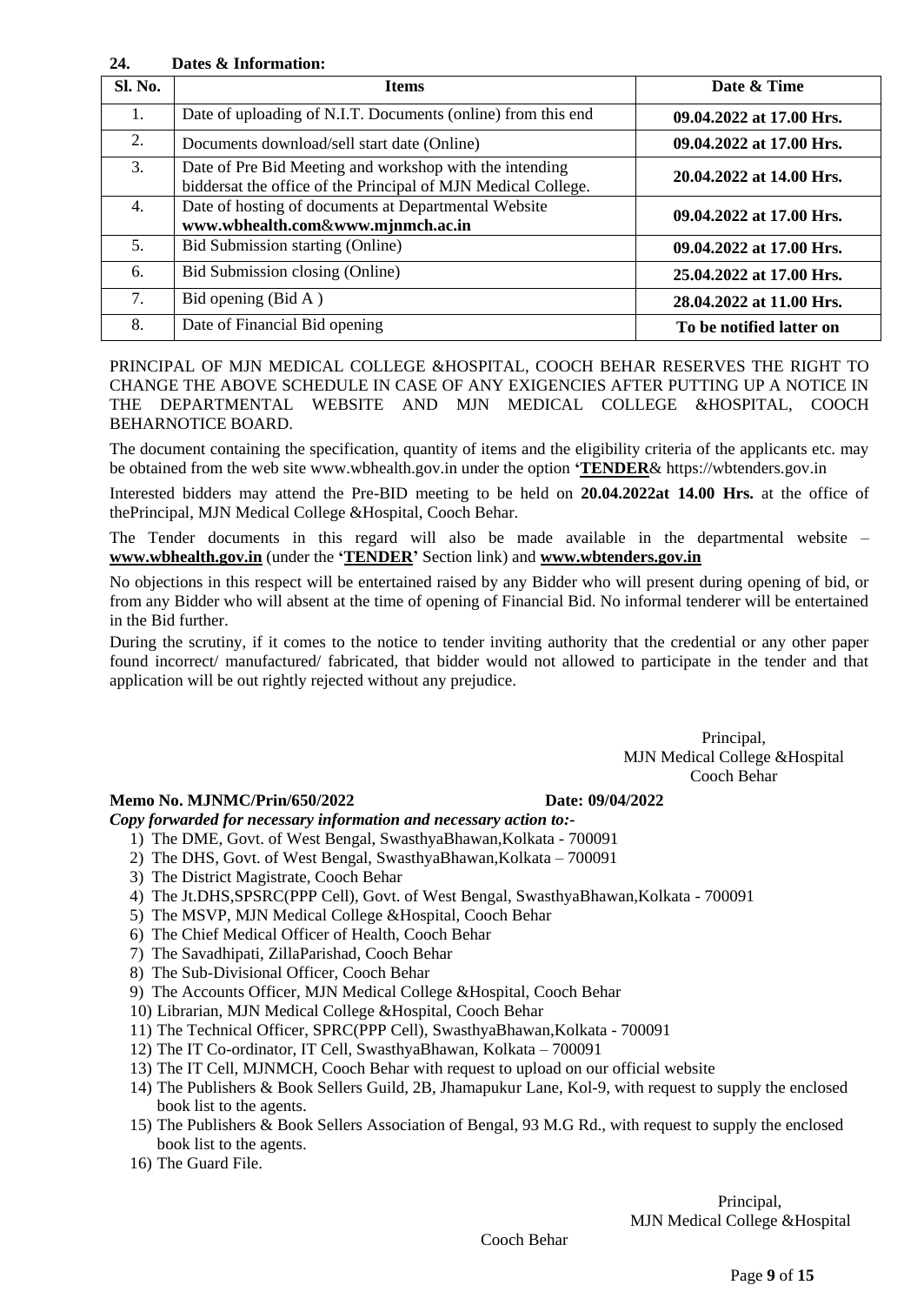**24. Dates & Information:**

| Sl. No. | Items | Date & Time |
|---|---|---|
| 1. | Date of uploading of N.I.T. Documents (online) from this end | **09.04.2022 at 17.00 Hrs.** |
| 2. | Documents download/sell start date (Online) | **09.04.2022 at 17.00 Hrs.** |
| 3. | Date of Pre Bid Meeting and workshop with the intending biddersat the office of the Principal of MJN Medical College. | **20.04.2022 at 14.00 Hrs.** |
| 4. | Date of hosting of documents at Departmental Website **www.wbhealth.com**&**www.mjnmch.ac.in** | **09.04.2022 at 17.00 Hrs.** |
| 5. | Bid Submission starting (Online) | **09.04.2022 at 17.00 Hrs.** |
| 6. | Bid Submission closing (Online) | **25.04.2022 at 17.00 Hrs.** |
| 7. | Bid opening (Bid A ) | **28.04.2022 at 11.00 Hrs.** |
| 8. | Date of Financial Bid opening | **To be notified latter on** |

PRINCIPAL OF MJN MEDICAL COLLEGE &HOSPITAL, COOCH BEHAR RESERVES THE RIGHT TO CHANGE THE ABOVE SCHEDULE IN CASE OF ANY EXIGENCIES AFTER PUTTING UP A NOTICE IN THE DEPARTMENTAL WEBSITE AND MJN MEDICAL COLLEGE &HOSPITAL, COOCH BEHARNOTICE BOARD.

The document containing the specification, quantity of items and the eligibility criteria of the applicants etc. may be obtained from the web site www.wbhealth.gov.in under the option **'TENDER**& https://wbtenders.gov.in

Interested bidders may attend the Pre-BID meeting to be held on **20.04.2022at 14.00 Hrs.** at the office of thePrincipal, MJN Medical College &Hospital, Cooch Behar.

The Tender documents in this regard will also be made available in the departmental website – **www.wbhealth.gov.in** (under the **'TENDER'** Section link) and **www.wbtenders.gov.in**

No objections in this respect will be entertained raised by any Bidder who will present during opening of bid, or from any Bidder who will absent at the time of opening of Financial Bid. No informal tenderer will be entertained in the Bid further.

During the scrutiny, if it comes to the notice to tender inviting authority that the credential or any other paper found incorrect/ manufactured/ fabricated, that bidder would not allowed to participate in the tender and that application will be out rightly rejected without any prejudice.

Principal,
MJN Medical College &Hospital
Cooch Behar

**Memo No. MJNMC/Prin/650/2022** **Date: 09/04/2022**

***Copy forwarded for necessary information and necessary action to:-***

1) The DME, Govt. of West Bengal, SwasthyaBhawan,Kolkata - 700091
2) The DHS, Govt. of West Bengal, SwasthyaBhawan,Kolkata – 700091
3) The District Magistrate, Cooch Behar
4) The Jt.DHS,SPSRC(PPP Cell), Govt. of West Bengal, SwasthyaBhawan,Kolkata - 700091
5) The MSVP, MJN Medical College &Hospital, Cooch Behar
6) The Chief Medical Officer of Health, Cooch Behar
7) The Savadhipati, ZillaParishad, Cooch Behar
8) The Sub-Divisional Officer, Cooch Behar
9) The Accounts Officer, MJN Medical College &Hospital, Cooch Behar
10) Librarian, MJN Medical College &Hospital, Cooch Behar
11) The Technical Officer, SPRC(PPP Cell), SwasthyaBhawan,Kolkata - 700091
12) The IT Co-ordinator, IT Cell, SwasthyaBhawan, Kolkata – 700091
13) The IT Cell, MJNMCH, Cooch Behar with request to upload on our official website
14) The Publishers & Book Sellers Guild, 2B, Jhamapukur Lane, Kol-9, with request to supply the enclosed book list to the agents.
15) The Publishers & Book Sellers Association of Bengal, 93 M.G Rd., with request to supply the enclosed book list to the agents.
16) The Guard File.

Principal,
MJN Medical College &Hospital
Cooch Behar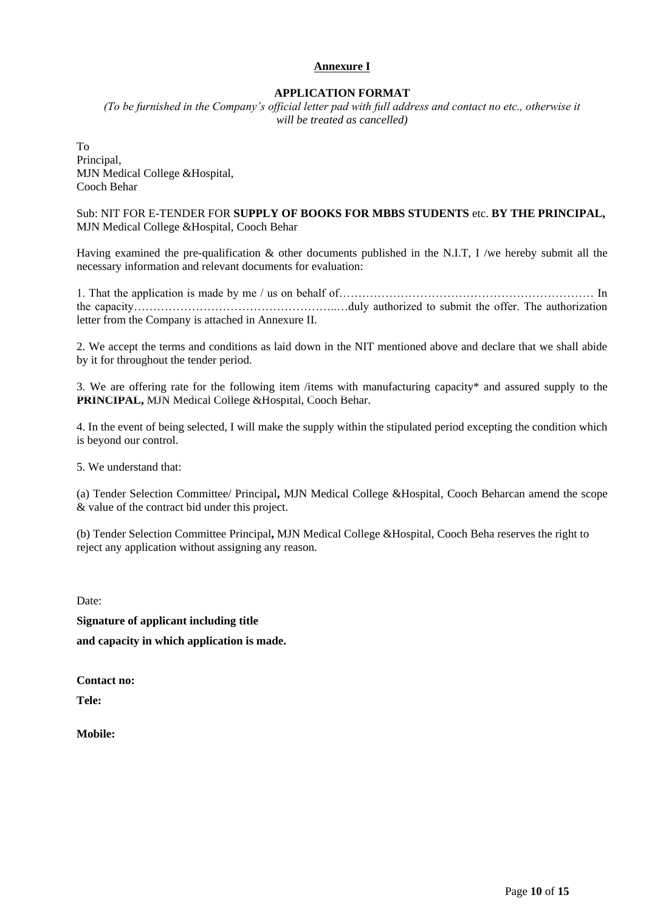**Annexure I**

**APPLICATION FORMAT**

*(To be furnished in the Company's official letter pad with full address and contact no etc., otherwise it will be treated as cancelled)*

To
Principal,
MJN Medical College &Hospital,
Cooch Behar

Sub: NIT FOR E-TENDER FOR **SUPPLY OF BOOKS FOR MBBS STUDENTS** etc. **BY THE PRINCIPAL,** MJN Medical College &Hospital, Cooch Behar

Having examined the pre-qualification & other documents published in the N.I.T, I /we hereby submit all the necessary information and relevant documents for evaluation:

1. That the application is made by me / us on behalf of………………………………………………………… In the capacity……………………………………………..…duly authorized to submit the offer. The authorization letter from the Company is attached in Annexure II.

2. We accept the terms and conditions as laid down in the NIT mentioned above and declare that we shall abide by it for throughout the tender period.

3. We are offering rate for the following item /items with manufacturing capacity* and assured supply to the **PRINCIPAL,** MJN Medical College &Hospital, Cooch Behar.

4. In the event of being selected, I will make the supply within the stipulated period excepting the condition which is beyond our control.

5. We understand that:

(a) Tender Selection Committee/ Principal**,** MJN Medical College &Hospital, Cooch Beharcan amend the scope & value of the contract bid under this project.

(b) Tender Selection Committee Principal**,** MJN Medical College &Hospital, Cooch Beha reserves the right to reject any application without assigning any reason.

Date:

**Signature of applicant including title**

**and capacity in which application is made.**

**Contact no:**

**Tele:**

**Mobile:**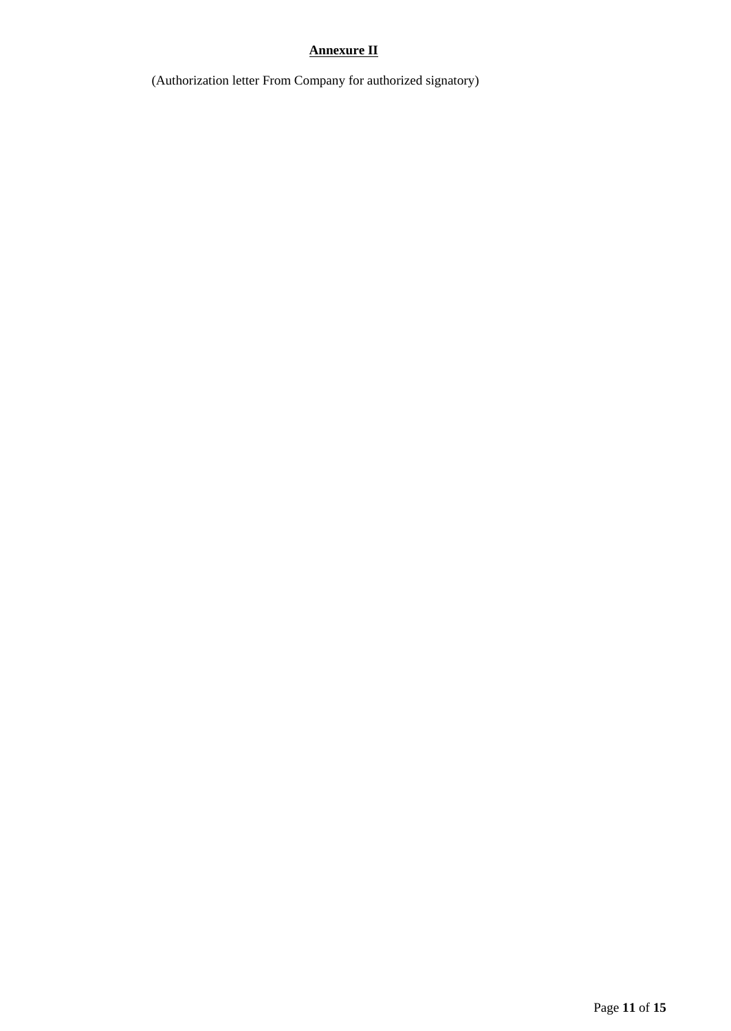## Annexure II

(Authorization letter From Company for authorized signatory)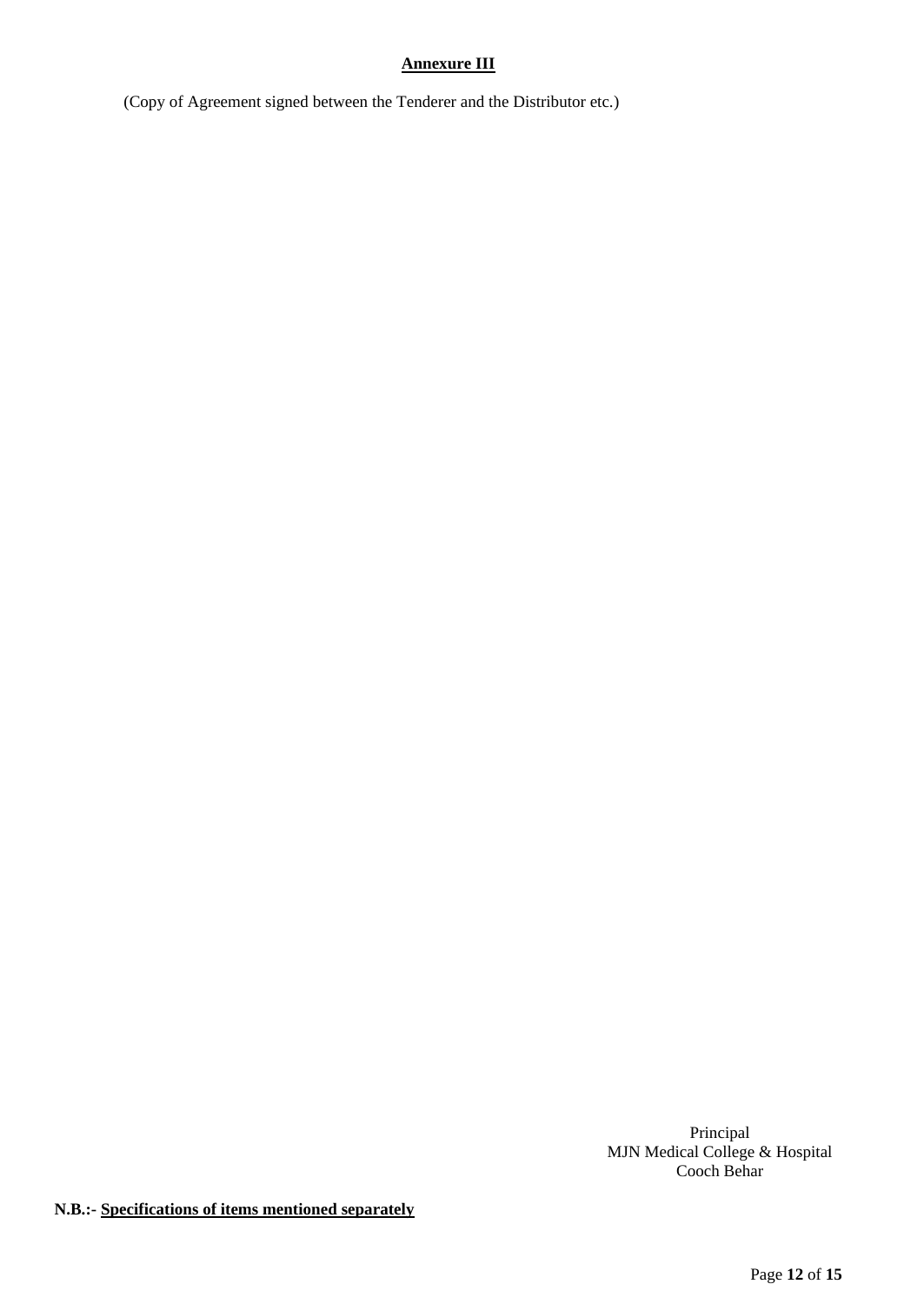**Annexure III**

(Copy of Agreement signed between the Tenderer and the Distributor etc.)

Principal
MJN Medical College & Hospital
Cooch Behar

**N.B.:-** **Specifications of items mentioned separately**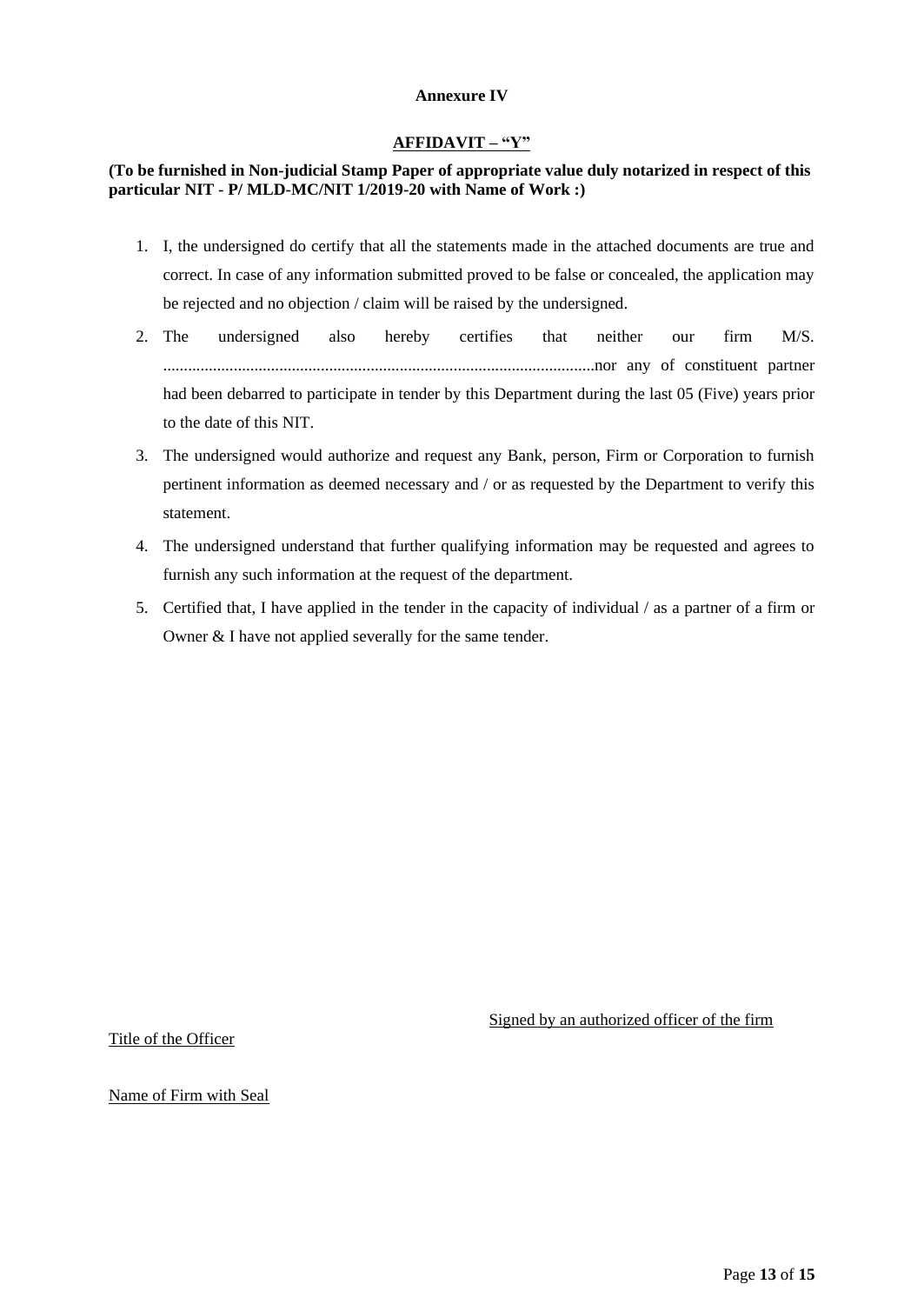**Annexure IV**

**AFFIDAVIT – "Y"**

**(To be furnished in Non-judicial Stamp Paper of appropriate value duly notarized in respect of this particular NIT - P/ MLD-MC/NIT 1/2019-20 with Name of Work :)**

1. I, the undersigned do certify that all the statements made in the attached documents are true and correct. In case of any information submitted proved to be false or concealed, the application may be rejected and no objection / claim will be raised by the undersigned.
2. The undersigned also hereby certifies that neither our firm M/S. ........................................................................................................nor any of constituent partner had been debarred to participate in tender by this Department during the last 05 (Five) years prior to the date of this NIT.
3. The undersigned would authorize and request any Bank, person, Firm or Corporation to furnish pertinent information as deemed necessary and / or as requested by the Department to verify this statement.
4. The undersigned understand that further qualifying information may be requested and agrees to furnish any such information at the request of the department.
5. Certified that, I have applied in the tender in the capacity of individual / as a partner of a firm or Owner & I have not applied severally for the same tender.

Signed by an authorized officer of the firm

Title of the Officer

Name of Firm with Seal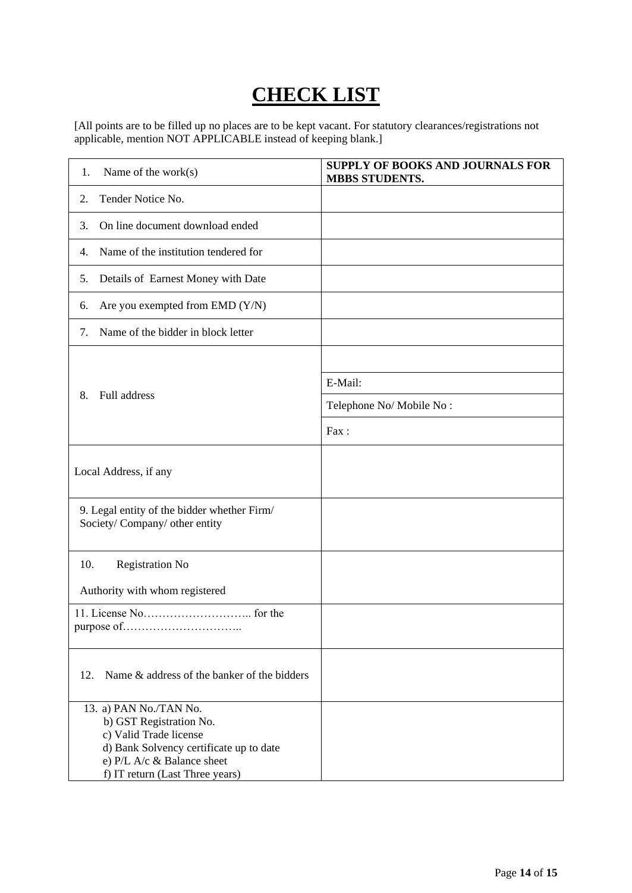# CHECK LIST

[All points are to be filled up no places are to be kept vacant. For statutory clearances/registrations not applicable, mention NOT APPLICABLE instead of keeping blank.]

| | |
|---|---|
| 1. Name of the work(s) | **SUPPLY OF BOOKS AND JOURNALS FOR MBBS STUDENTS.** |
| 2. Tender Notice No. | |
| 3. On line document download ended | |
| 4. Name of the institution tendered for | |
| 5. Details of Earnest Money with Date | |
| 6. Are you exempted from EMD (Y/N) | |
| 7. Name of the bidder in block letter | |
| 8. Full address | |
| | E-Mail: |
| | Telephone No/ Mobile No : |
| | Fax : |
| Local Address, if any | |
| 9. Legal entity of the bidder whether Firm/ Society/ Company/ other entity | |
| 10. Registration No<br>Authority with whom registered | |
| 11. License No……………………….. for the purpose of………………………….. | |
| 12. Name & address of the banker of the bidders | |
| 13. a) PAN No./TAN No.<br>b) GST Registration No.<br>c) Valid Trade license<br>d) Bank Solvency certificate up to date<br>e) P/L A/c & Balance sheet<br>f) IT return (Last Three years) | |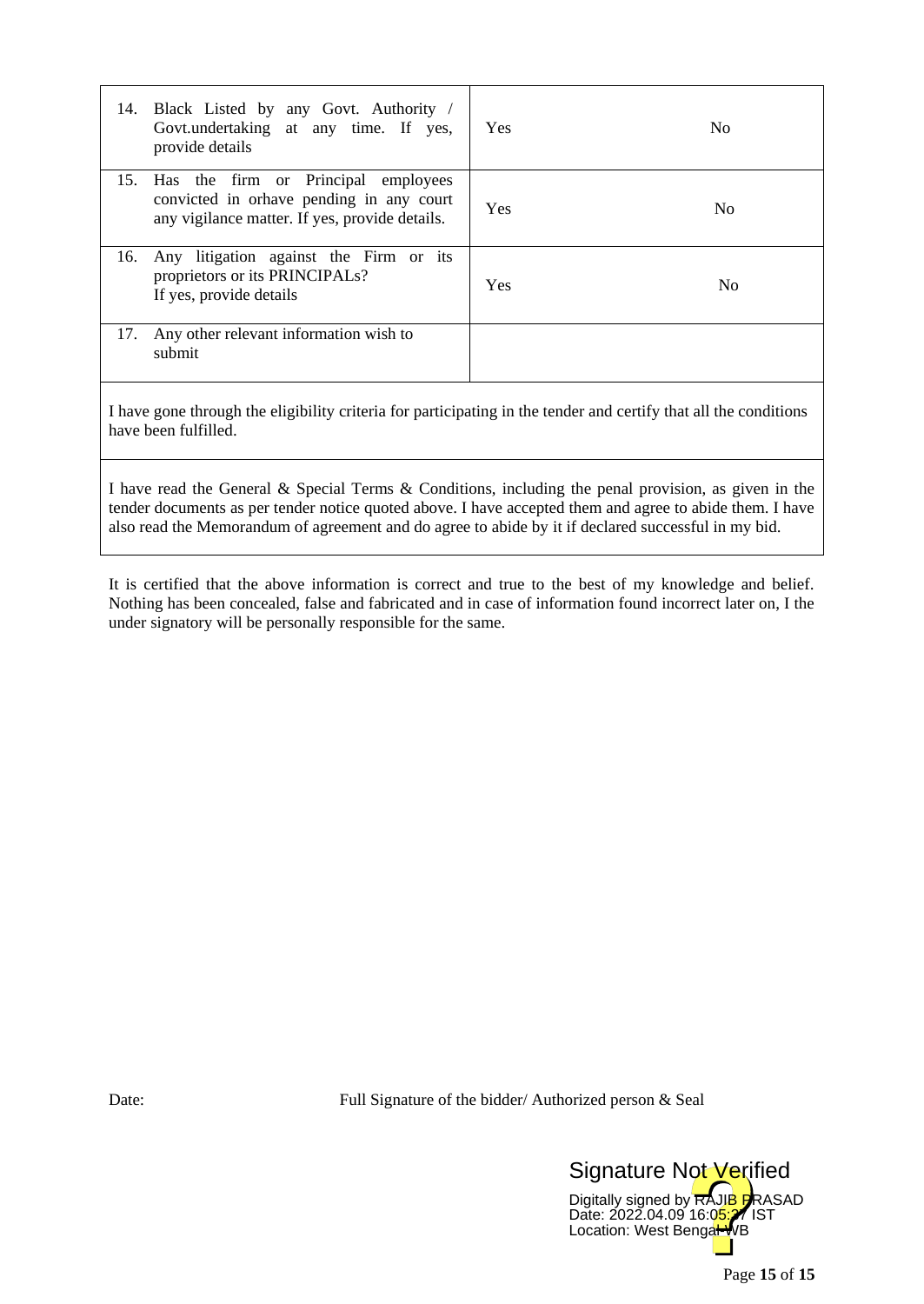| | | |
|---|---|---|
| 14. Black Listed by any Govt. Authority / Govt.undertaking at any time. If yes, provide details | Yes | No |
| 15. Has the firm or Principal employees convicted in orhave pending in any court any vigilance matter. If yes, provide details. | Yes | No |
| 16. Any litigation against the Firm or its proprietors or its PRINCIPALs? If yes, provide details | Yes | No |
| 17. Any other relevant information wish to submit | | |

I have gone through the eligibility criteria for participating in the tender and certify that all the conditions have been fulfilled.

I have read the General & Special Terms & Conditions, including the penal provision, as given in the tender documents as per tender notice quoted above. I have accepted them and agree to abide them. I have also read the Memorandum of agreement and do agree to abide by it if declared successful in my bid.

It is certified that the above information is correct and true to the best of my knowledge and belief. Nothing has been concealed, false and fabricated and in case of information found incorrect later on, I the under signatory will be personally responsible for the same.

Date: Full Signature of the bidder/ Authorized person & Seal

Signature Not Verified

Digitally signed by RAJIB PRASAD
Date: 2022.04.09 16:05:37 IST
Location: West Bengal-WB